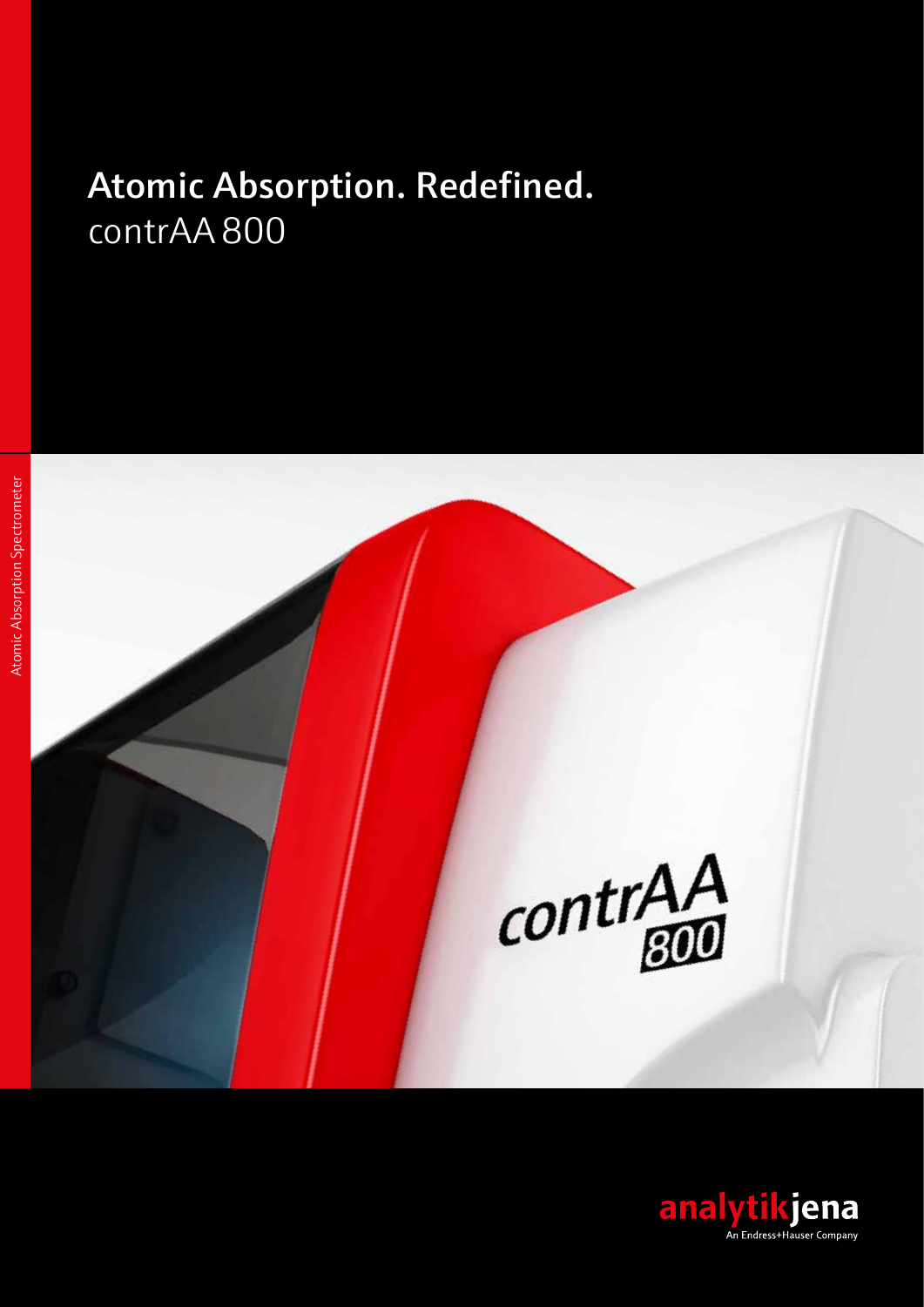# Atomic Absorption. Redefined.

contrAA 800

Atomic Absorption Spectrometer

analytikjena
An Endress+Hauser Company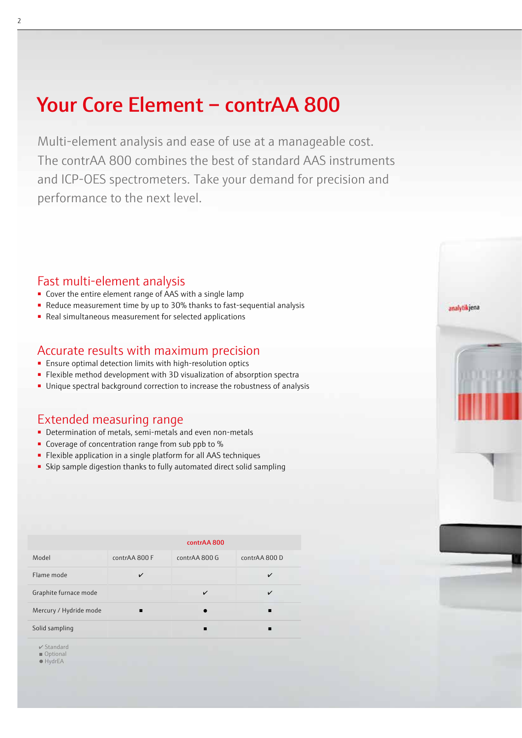# Your Core Element – contrAA 800

Multi-element analysis and ease of use at a manageable cost. The contrAA 800 combines the best of standard AAS instruments and ICP-OES spectrometers. Take your demand for precision and performance to the next level.

## Fast multi-element analysis

- Cover the entire element range of AAS with a single lamp
- Reduce measurement time by up to 30% thanks to fast-sequential analysis
- Real simultaneous measurement for selected applications

## Accurate results with maximum precision

- Ensure optimal detection limits with high-resolution optics
- Flexible method development with 3D visualization of absorption spectra
- Unique spectral background correction to increase the robustness of analysis

## Extended measuring range

- Determination of metals, semi-metals and even non-metals
- Coverage of concentration range from sub ppb to %
- Flexible application in a single platform for all AAS techniques
- Skip sample digestion thanks to fully automated direct solid sampling

| | contrAA 800 | | |
|---|---|---|---|
| Model | contrAA 800 F | contrAA 800 G | contrAA 800 D |
| Flame mode | ✔ | | ✔ |
| Graphite furnace mode | | ✔ | ✔ |
| Mercury / Hydride mode | ■ | ● | ■ |
| Solid sampling | | ■ | ■ |

✔ Standard
■ Optional
● HydrEA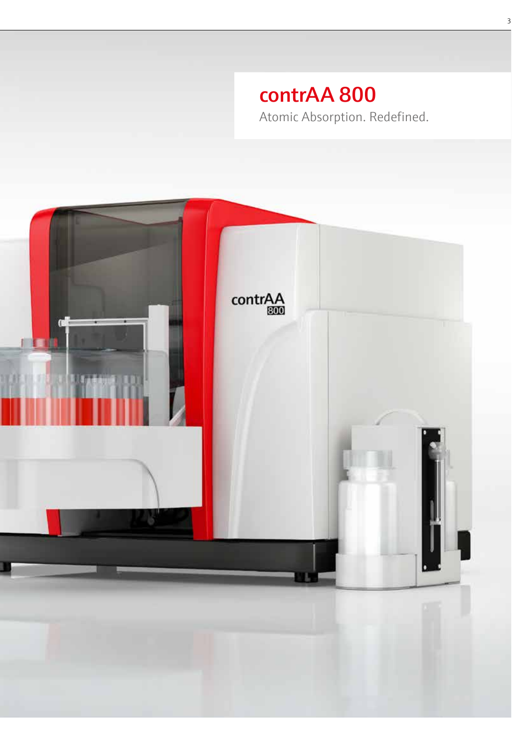# contrAA 800

Atomic Absorption. Redefined.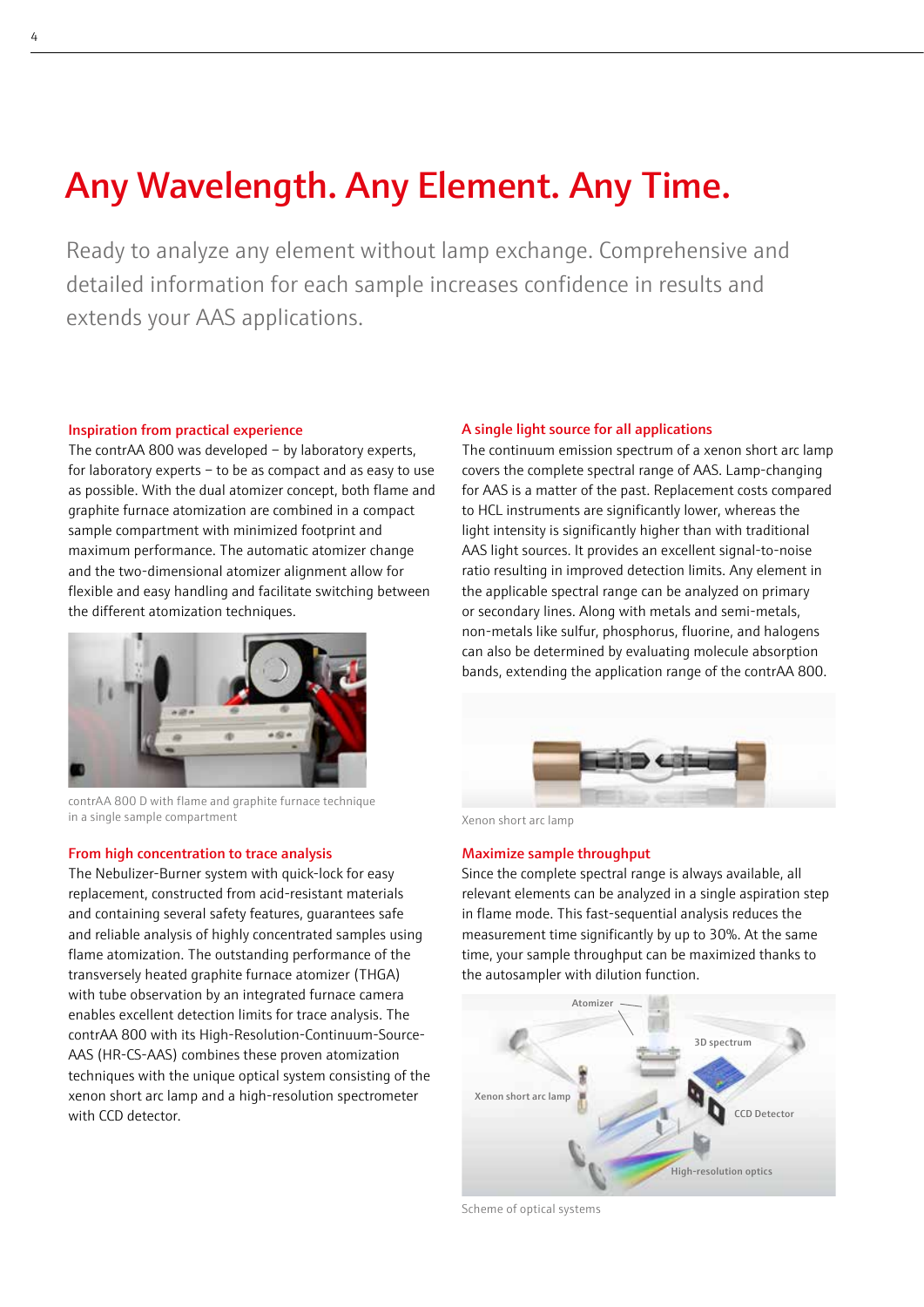# Any Wavelength. Any Element. Any Time.

Ready to analyze any element without lamp exchange. Comprehensive and detailed information for each sample increases confidence in results and extends your AAS applications.

### Inspiration from practical experience

The contrAA 800 was developed – by laboratory experts, for laboratory experts – to be as compact and as easy to use as possible. With the dual atomizer concept, both flame and graphite furnace atomization are combined in a compact sample compartment with minimized footprint and maximum performance. The automatic atomizer change and the two-dimensional atomizer alignment allow for flexible and easy handling and facilitate switching between the different atomization techniques.

contrAA 800 D with flame and graphite furnace technique in a single sample compartment

### From high concentration to trace analysis

The Nebulizer-Burner system with quick-lock for easy replacement, constructed from acid-resistant materials and containing several safety features, guarantees safe and reliable analysis of highly concentrated samples using flame atomization. The outstanding performance of the transversely heated graphite furnace atomizer (THGA) with tube observation by an integrated furnace camera enables excellent detection limits for trace analysis. The contrAA 800 with its High-Resolution-Continuum-Source-AAS (HR-CS-AAS) combines these proven atomization techniques with the unique optical system consisting of the xenon short arc lamp and a high-resolution spectrometer with CCD detector.

### A single light source for all applications

The continuum emission spectrum of a xenon short arc lamp covers the complete spectral range of AAS. Lamp-changing for AAS is a matter of the past. Replacement costs compared to HCL instruments are significantly lower, whereas the light intensity is significantly higher than with traditional AAS light sources. It provides an excellent signal-to-noise ratio resulting in improved detection limits. Any element in the applicable spectral range can be analyzed on primary or secondary lines. Along with metals and semi-metals, non-metals like sulfur, phosphorus, fluorine, and halogens can also be determined by evaluating molecule absorption bands, extending the application range of the contrAA 800.

Xenon short arc lamp

### Maximize sample throughput

Since the complete spectral range is always available, all relevant elements can be analyzed in a single aspiration step in flame mode. This fast-sequential analysis reduces the measurement time significantly by up to 30%. At the same time, your sample throughput can be maximized thanks to the autosampler with dilution function.

Scheme of optical systems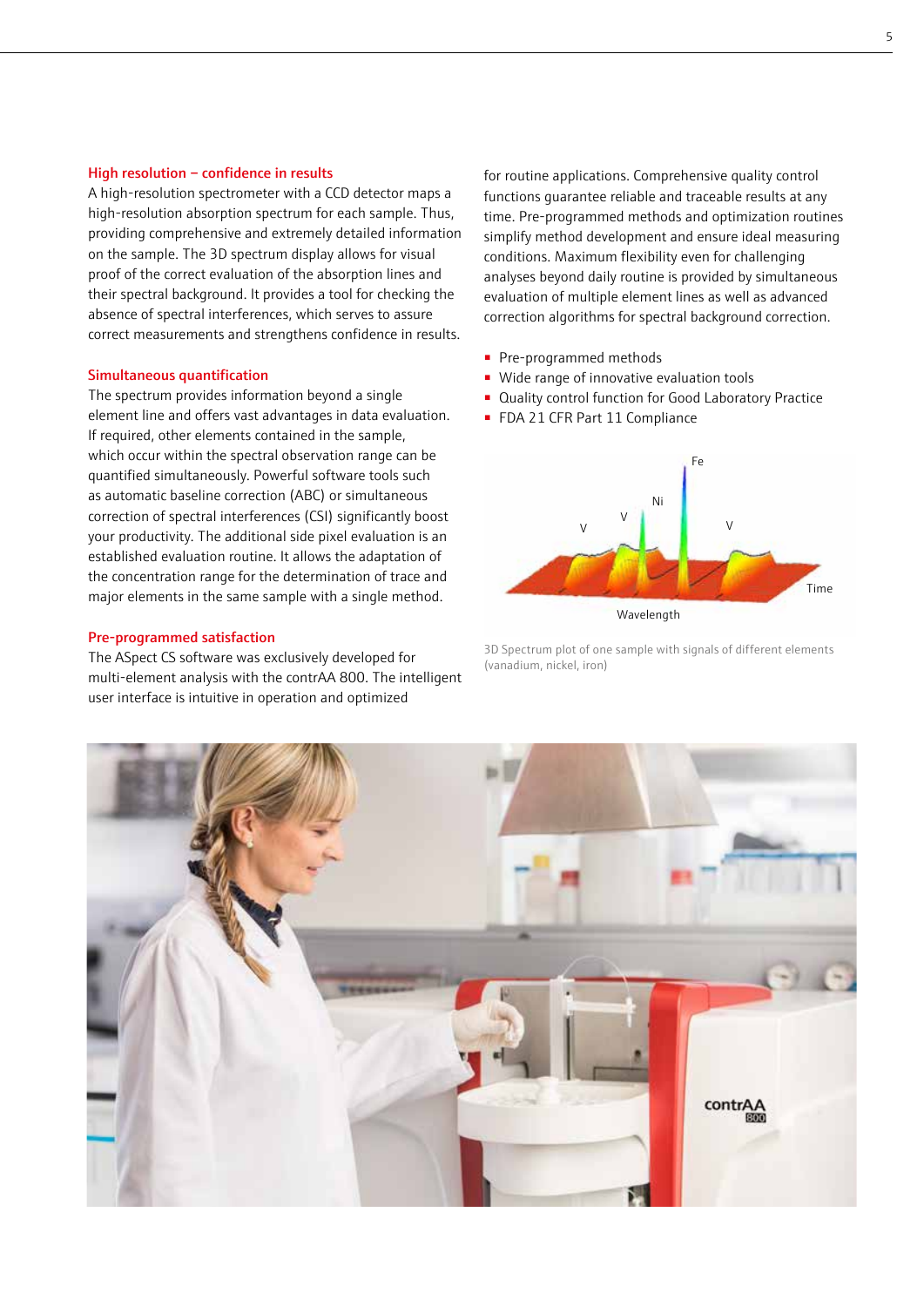### High resolution – confidence in results

A high-resolution spectrometer with a CCD detector maps a high-resolution absorption spectrum for each sample. Thus, providing comprehensive and extremely detailed information on the sample. The 3D spectrum display allows for visual proof of the correct evaluation of the absorption lines and their spectral background. It provides a tool for checking the absence of spectral interferences, which serves to assure correct measurements and strengthens confidence in results.

### Simultaneous quantification

The spectrum provides information beyond a single element line and offers vast advantages in data evaluation. If required, other elements contained in the sample, which occur within the spectral observation range can be quantified simultaneously. Powerful software tools such as automatic baseline correction (ABC) or simultaneous correction of spectral interferences (CSI) significantly boost your productivity. The additional side pixel evaluation is an established evaluation routine. It allows the adaptation of the concentration range for the determination of trace and major elements in the same sample with a single method.

### Pre-programmed satisfaction

The ASpect CS software was exclusively developed for multi-element analysis with the contrAA 800. The intelligent user interface is intuitive in operation and optimized for routine applications. Comprehensive quality control functions guarantee reliable and traceable results at any time. Pre-programmed methods and optimization routines simplify method development and ensure ideal measuring conditions. Maximum flexibility even for challenging analyses beyond daily routine is provided by simultaneous evaluation of multiple element lines as well as advanced correction algorithms for spectral background correction.

- Pre-programmed methods
- Wide range of innovative evaluation tools
- Quality control function for Good Laboratory Practice
- FDA 21 CFR Part 11 Compliance

3D Spectrum plot of one sample with signals of different elements (vanadium, nickel, iron)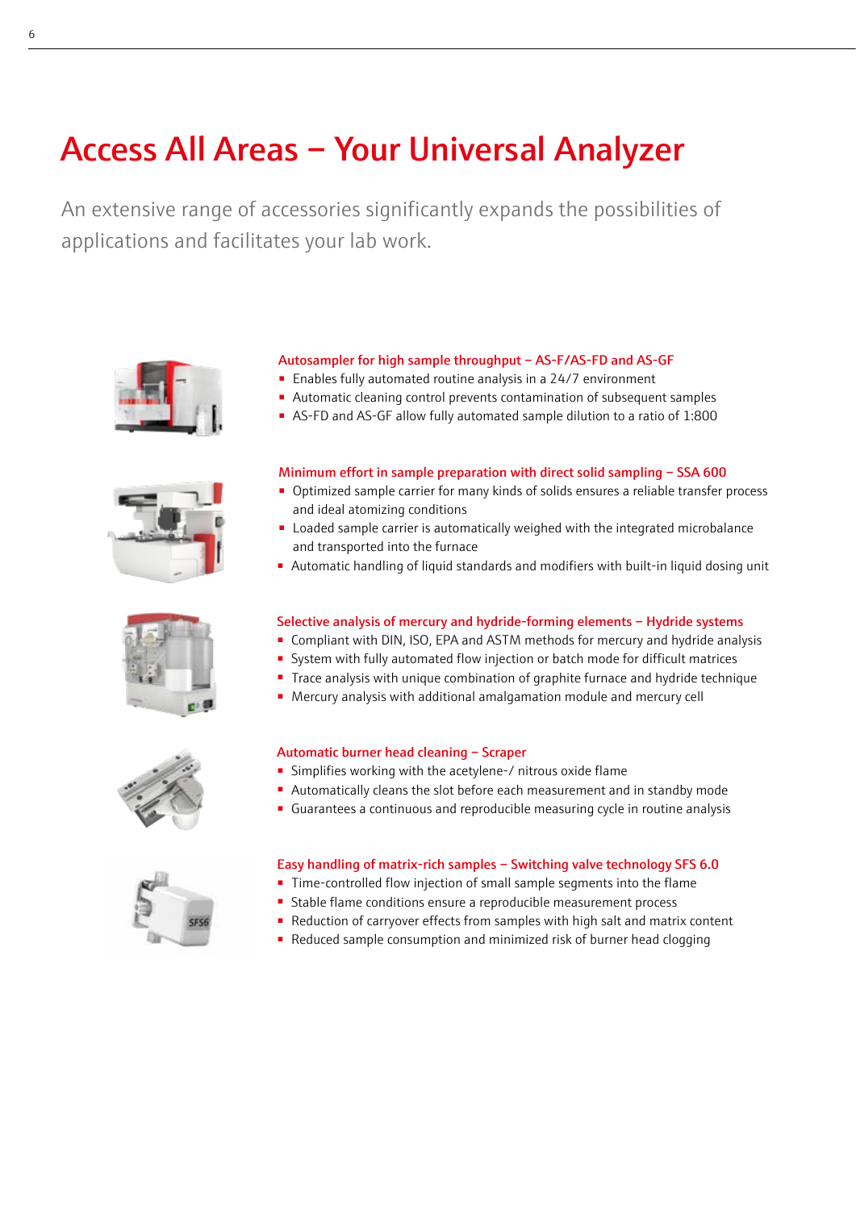# Access All Areas – Your Universal Analyzer

An extensive range of accessories significantly expands the possibilities of applications and facilitates your lab work.

### Autosampler for high sample throughput – AS-F/AS-FD and AS-GF

- Enables fully automated routine analysis in a 24/7 environment
- Automatic cleaning control prevents contamination of subsequent samples
- AS-FD and AS-GF allow fully automated sample dilution to a ratio of 1:800

### Minimum effort in sample preparation with direct solid sampling – SSA 600

- Optimized sample carrier for many kinds of solids ensures a reliable transfer process and ideal atomizing conditions
- Loaded sample carrier is automatically weighed with the integrated microbalance and transported into the furnace
- Automatic handling of liquid standards and modifiers with built-in liquid dosing unit

### Selective analysis of mercury and hydride-forming elements – Hydride systems

- Compliant with DIN, ISO, EPA and ASTM methods for mercury and hydride analysis
- System with fully automated flow injection or batch mode for difficult matrices
- Trace analysis with unique combination of graphite furnace and hydride technique
- Mercury analysis with additional amalgamation module and mercury cell

### Automatic burner head cleaning – Scraper

- Simplifies working with the acetylene-/ nitrous oxide flame
- Automatically cleans the slot before each measurement and in standby mode
- Guarantees a continuous and reproducible measuring cycle in routine analysis

### Easy handling of matrix-rich samples – Switching valve technology SFS 6.0

- Time-controlled flow injection of small sample segments into the flame
- Stable flame conditions ensure a reproducible measurement process
- Reduction of carryover effects from samples with high salt and matrix content
- Reduced sample consumption and minimized risk of burner head clogging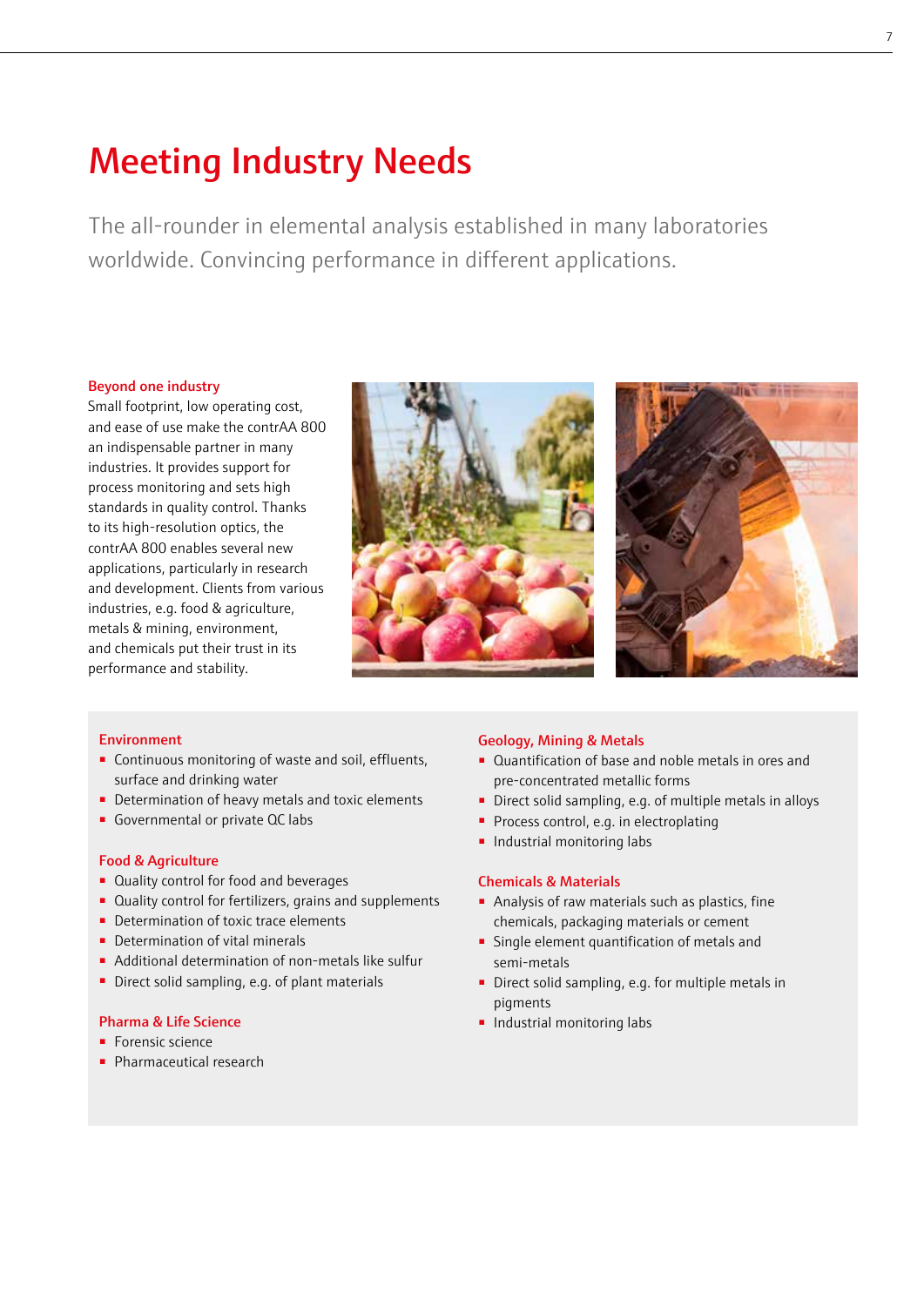# Meeting Industry Needs

The all-rounder in elemental analysis established in many laboratories worldwide. Convincing performance in different applications.

### Beyond one industry

Small footprint, low operating cost, and ease of use make the contrAA 800 an indispensable partner in many industries. It provides support for process monitoring and sets high standards in quality control. Thanks to its high-resolution optics, the contrAA 800 enables several new applications, particularly in research and development. Clients from various industries, e.g. food & agriculture, metals & mining, environment, and chemicals put their trust in its performance and stability.

### Environment

- Continuous monitoring of waste and soil, effluents, surface and drinking water
- Determination of heavy metals and toxic elements
- Governmental or private QC labs

### Food & Agriculture

- Quality control for food and beverages
- Quality control for fertilizers, grains and supplements
- Determination of toxic trace elements
- Determination of vital minerals
- Additional determination of non-metals like sulfur
- Direct solid sampling, e.g. of plant materials

### Pharma & Life Science

- Forensic science
- Pharmaceutical research

### Geology, Mining & Metals

- Quantification of base and noble metals in ores and pre-concentrated metallic forms
- Direct solid sampling, e.g. of multiple metals in alloys
- Process control, e.g. in electroplating
- Industrial monitoring labs

### Chemicals & Materials

- Analysis of raw materials such as plastics, fine chemicals, packaging materials or cement
- Single element quantification of metals and semi-metals
- Direct solid sampling, e.g. for multiple metals in pigments
- Industrial monitoring labs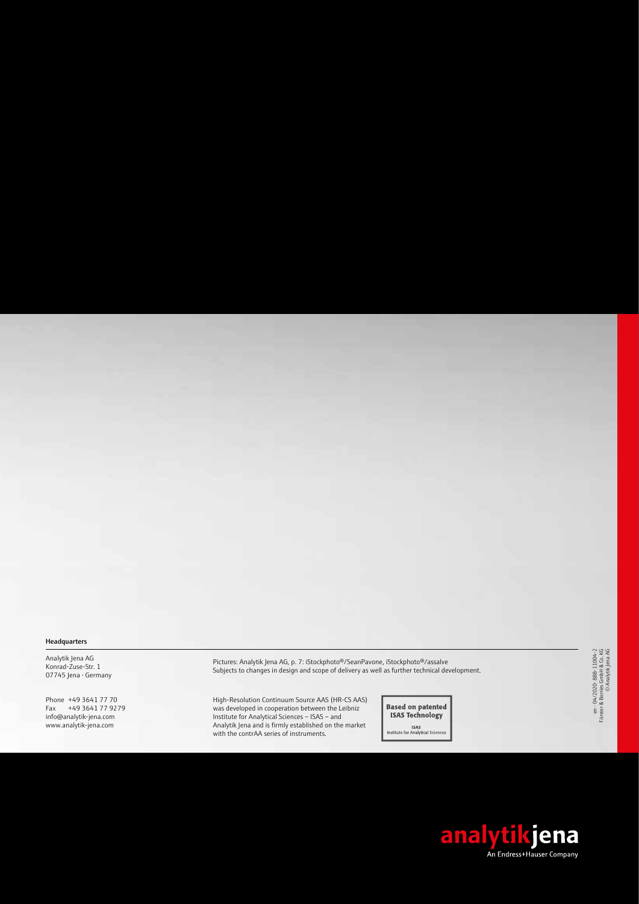**Headquarters**

Analytik Jena AG
Konrad-Zuse-Str. 1
07745 Jena · Germany

Phone +49 3641 77 70
Fax +49 3641 77 9279
info@analytik-jena.com
www.analytik-jena.com

Pictures: Analytik Jena AG, p. 7: iStockphoto®/SeanPavone, iStockphoto®/assalve
Subjects to changes in design and scope of delivery as well as further technical development.

High-Resolution Continuum Source AAS (HR-CS AAS) was developed in cooperation between the Leibniz Institute for Analytical Sciences – ISAS – and Analytik Jena and is firmly established on the market with the contrAA series of instruments.

**Based on patented ISAS Technology**
ISAS
Institute for Analytical Sciences

en · 04/2020· 888-11004-2
Förster & Borries GmbH & Co. KG
© Analytik Jena AG

analytikjena
An Endress+Hauser Company